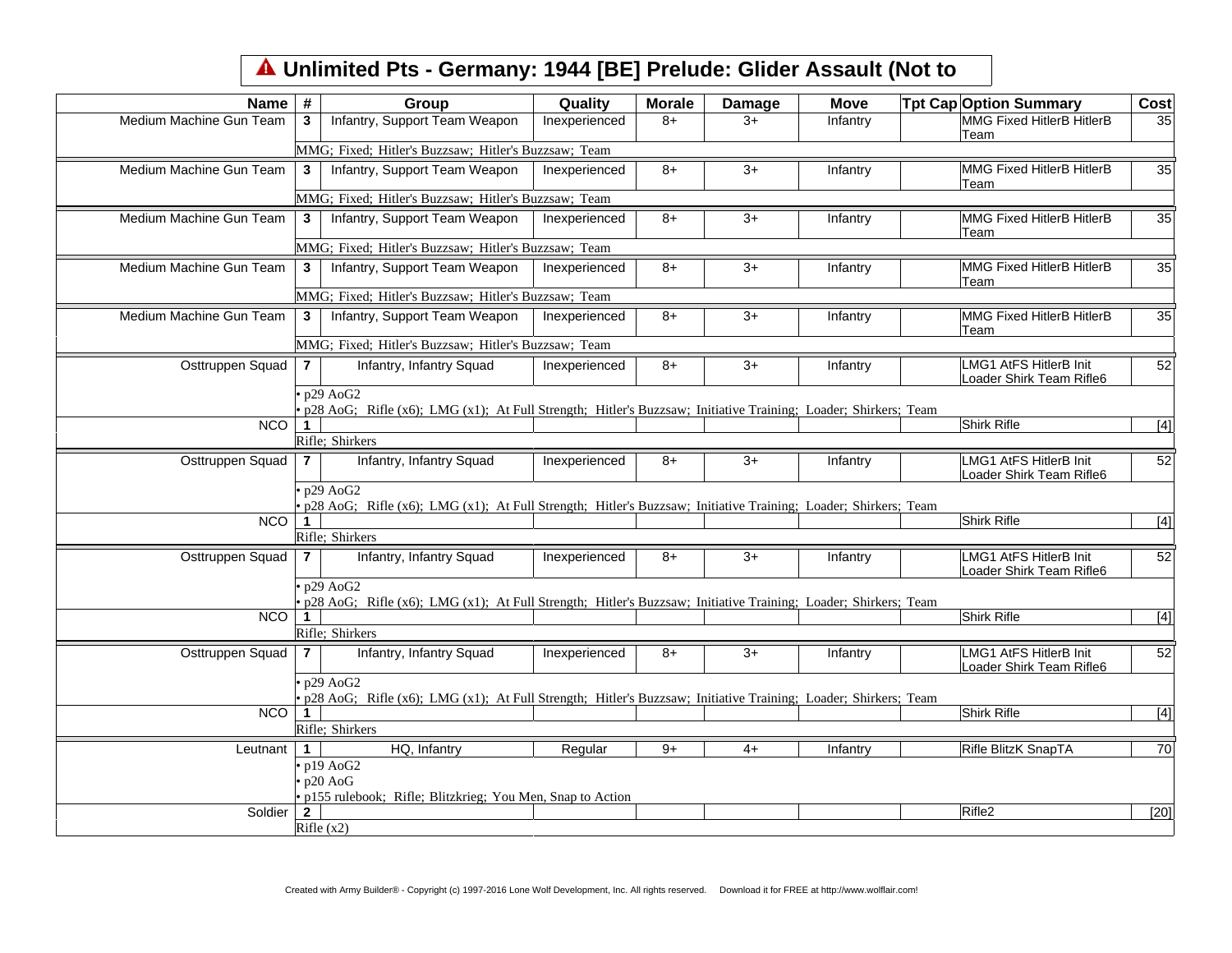# ⚠ Unlimited Pts - Germany: 1944 [BE] Prelude: Glider Assault (Not to

| Name | # | Group | Quality | Morale | Damage | Move | Tpt Cap | Option Summary | Cost |
|---|---|---|---|---|---|---|---|---|---|
| Medium Machine Gun Team | 3 | Infantry, Support Team Weapon | Inexperienced | 8+ | 3+ | Infantry | | MMG Fixed HitlerB HitlerB Team | 35 |
| | | MMG; Fixed; Hitler's Buzzsaw; Hitler's Buzzsaw; Team | | | | | | | |
| Medium Machine Gun Team | 3 | Infantry, Support Team Weapon | Inexperienced | 8+ | 3+ | Infantry | | MMG Fixed HitlerB HitlerB Team | 35 |
| | | MMG; Fixed; Hitler's Buzzsaw; Hitler's Buzzsaw; Team | | | | | | | |
| Medium Machine Gun Team | 3 | Infantry, Support Team Weapon | Inexperienced | 8+ | 3+ | Infantry | | MMG Fixed HitlerB HitlerB Team | 35 |
| | | MMG; Fixed; Hitler's Buzzsaw; Hitler's Buzzsaw; Team | | | | | | | |
| Medium Machine Gun Team | 3 | Infantry, Support Team Weapon | Inexperienced | 8+ | 3+ | Infantry | | MMG Fixed HitlerB HitlerB Team | 35 |
| | | MMG; Fixed; Hitler's Buzzsaw; Hitler's Buzzsaw; Team | | | | | | | |
| Medium Machine Gun Team | 3 | Infantry, Support Team Weapon | Inexperienced | 8+ | 3+ | Infantry | | MMG Fixed HitlerB HitlerB Team | 35 |
| | | MMG; Fixed; Hitler's Buzzsaw; Hitler's Buzzsaw; Team | | | | | | | |
| Osttruppen Squad | 7 | Infantry, Infantry Squad | Inexperienced | 8+ | 3+ | Infantry | | LMG1 AtFS HitlerB Init Loader Shirk Team Rifle6 | 52 |
| | | • p29 AoG2<br>• p28 AoG; Rifle (x6); LMG (x1); At Full Strength; Hitler's Buzzsaw; Initiative Training; Loader; Shirkers; Team | | | | | | | |
| NCO | 1 | | | | | | | Shirk Rifle | [4] |
| | | Rifle; Shirkers | | | | | | | |
| Osttruppen Squad | 7 | Infantry, Infantry Squad | Inexperienced | 8+ | 3+ | Infantry | | LMG1 AtFS HitlerB Init Loader Shirk Team Rifle6 | 52 |
| | | • p29 AoG2<br>• p28 AoG; Rifle (x6); LMG (x1); At Full Strength; Hitler's Buzzsaw; Initiative Training; Loader; Shirkers; Team | | | | | | | |
| NCO | 1 | | | | | | | Shirk Rifle | [4] |
| | | Rifle; Shirkers | | | | | | | |
| Osttruppen Squad | 7 | Infantry, Infantry Squad | Inexperienced | 8+ | 3+ | Infantry | | LMG1 AtFS HitlerB Init Loader Shirk Team Rifle6 | 52 |
| | | • p29 AoG2<br>• p28 AoG; Rifle (x6); LMG (x1); At Full Strength; Hitler's Buzzsaw; Initiative Training; Loader; Shirkers; Team | | | | | | | |
| NCO | 1 | | | | | | | Shirk Rifle | [4] |
| | | Rifle; Shirkers | | | | | | | |
| Osttruppen Squad | 7 | Infantry, Infantry Squad | Inexperienced | 8+ | 3+ | Infantry | | LMG1 AtFS HitlerB Init Loader Shirk Team Rifle6 | 52 |
| | | • p29 AoG2<br>• p28 AoG; Rifle (x6); LMG (x1); At Full Strength; Hitler's Buzzsaw; Initiative Training; Loader; Shirkers; Team | | | | | | | |
| NCO | 1 | | | | | | | Shirk Rifle | [4] |
| | | Rifle; Shirkers | | | | | | | |
| Leutnant | 1 | HQ, Infantry | Regular | 9+ | 4+ | Infantry | | Rifle BlitzK SnapTA | 70 |
| | | • p19 AoG2<br>• p20 AoG<br>• p155 rulebook; Rifle; Blitzkrieg; You Men, Snap to Action | | | | | | | |
| Soldier | 2 | | | | | | | Rifle2 | [20] |
| | | Rifle (x2) | | | | | | | |

Created with Army Builder® - Copyright (c) 1997-2016 Lone Wolf Development, Inc. All rights reserved. Download it for FREE at http://www.wolflair.com!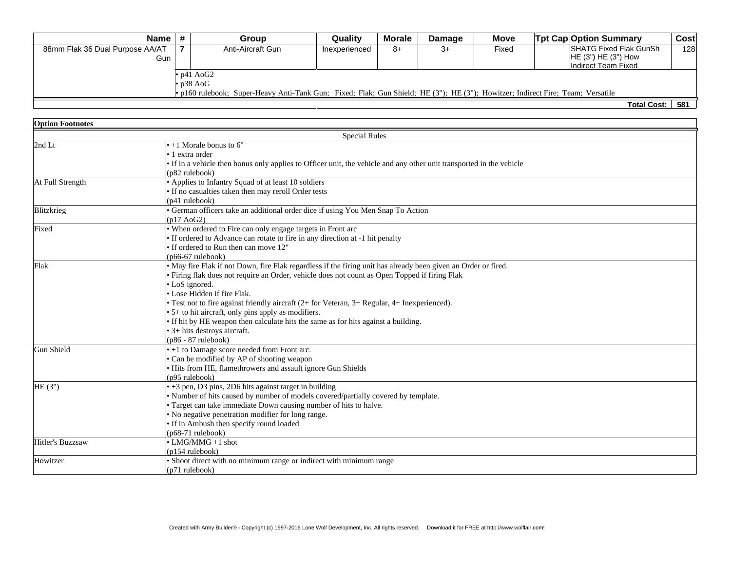| Name | # | Group | Quality | Morale | Damage | Move | Tpt Cap | Option Summary | Cost |
|---|---|---|---|---|---|---|---|---|---|
| 88mm Flak 36 Dual Purpose AA/AT Gun | 7 | Anti-Aircraft Gun | Inexperienced | 8+ | 3+ | Fixed | | SHATG Fixed Flak GunSh HE (3") HE (3") How Indirect Team Fixed | 128 |
| | • p41 AoG2<br>• p38 AoG<br>• p160 rulebook; Super-Heavy Anti-Tank Gun; Fixed; Flak; Gun Shield; HE (3"); HE (3"); Howitzer; Indirect Fire; Team; Versatile | | | | | | | | |

**Total Cost: 581**

**Option Footnotes**

| Special Rules | |
|---|---|
| 2nd Lt | • +1 Morale bonus to 6"<br>• 1 extra order<br>• If in a vehicle then bonus only applies to Officer unit, the vehicle and any other unit transported in the vehicle<br>(p82 rulebook) |
| At Full Strength | • Applies to Infantry Squad of at least 10 soldiers<br>• If no casualties taken then may reroll Order tests<br>(p41 rulebook) |
| Blitzkrieg | • German officers take an additional order dice if using You Men Snap To Action<br>(p17 AoG2) |
| Fixed | • When ordered to Fire can only engage targets in Front arc<br>• If ordered to Advance can rotate to fire in any direction at -1 hit penalty<br>• If ordered to Run then can move 12"<br>(p66-67 rulebook) |
| Flak | • May fire Flak if not Down, fire Flak regardless if the firing unit has already been given an Order or fired.<br>• Firing flak does not require an Order, vehicle does not count as Open Topped if firing Flak<br>• LoS ignored.<br>• Lose Hidden if fire Flak.<br>• Test not to fire against friendly aircraft (2+ for Veteran, 3+ Regular, 4+ Inexperienced).<br>• 5+ to hit aircraft, only pins apply as modifiers.<br>• If hit by HE weapon then calculate hits the same as for hits against a building.<br>• 3+ hits destroys aircraft.<br>(p86 - 87 rulebook) |
| Gun Shield | • +1 to Damage score needed from Front arc.<br>• Can be modified by AP of shooting weapon<br>• Hits from HE, flamethrowers and assault ignore Gun Shields<br>(p95 rulebook) |
| HE (3") | • +3 pen, D3 pins, 2D6 hits against target in building<br>• Number of hits caused by number of models covered/partially covered by template.<br>• Target can take immediate Down causing number of hits to halve.<br>• No negative penetration modifier for long range.<br>• If in Ambush then specify round loaded<br>(p68-71 rulebook) |
| Hitler's Buzzsaw | • LMG/MMG +1 shot<br>(p154 rulebook) |
| Howitzer | • Shoot direct with no minimum range or indirect with minimum range<br>(p71 rulebook) |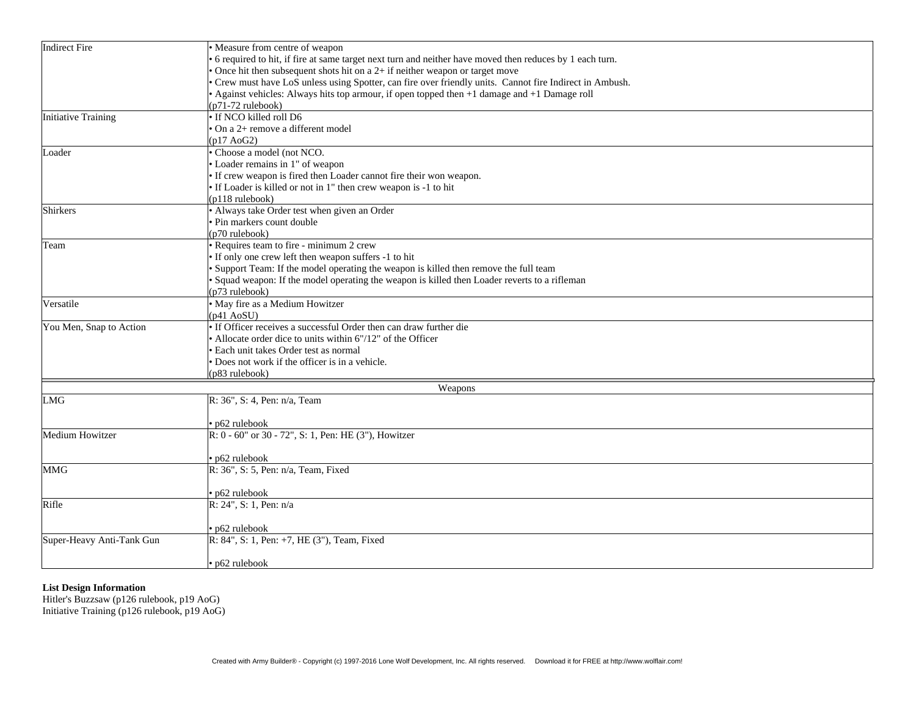| | |
|---|---|
| Indirect Fire | • Measure from centre of weapon<br>• 6 required to hit, if fire at same target next turn and neither have moved then reduces by 1 each turn.<br>• Once hit then subsequent shots hit on a 2+ if neither weapon or target move<br>• Crew must have LoS unless using Spotter, can fire over friendly units. Cannot fire Indirect in Ambush.<br>• Against vehicles: Always hits top armour, if open topped then +1 damage and +1 Damage roll<br>(p71-72 rulebook) |
| Initiative Training | • If NCO killed roll D6<br>• On a 2+ remove a different model<br>(p17 AoG2) |
| Loader | • Choose a model (not NCO.<br>• Loader remains in 1" of weapon<br>• If crew weapon is fired then Loader cannot fire their won weapon.<br>• If Loader is killed or not in 1" then crew weapon is -1 to hit<br>(p118 rulebook) |
| Shirkers | • Always take Order test when given an Order<br>• Pin markers count double<br>(p70 rulebook) |
| Team | • Requires team to fire - minimum 2 crew<br>• If only one crew left then weapon suffers -1 to hit<br>• Support Team: If the model operating the weapon is killed then remove the full team<br>• Squad weapon: If the model operating the weapon is killed then Loader reverts to a rifleman<br>(p73 rulebook) |
| Versatile | • May fire as a Medium Howitzer<br>(p41 AoSU) |
| You Men, Snap to Action | • If Officer receives a successful Order then can draw further die<br>• Allocate order dice to units within 6"/12" of the Officer<br>• Each unit takes Order test as normal<br>• Does not work if the officer is in a vehicle.<br>(p83 rulebook) |

| Weapons | |
|---|---|
| LMG | R: 36", S: 4, Pen: n/a, Team<br><br>• p62 rulebook |
| Medium Howitzer | R: 0 - 60" or 30 - 72", S: 1, Pen: HE (3"), Howitzer<br><br>• p62 rulebook |
| MMG | R: 36", S: 5, Pen: n/a, Team, Fixed<br><br>• p62 rulebook |
| Rifle | R: 24", S: 1, Pen: n/a<br><br>• p62 rulebook |
| Super-Heavy Anti-Tank Gun | R: 84", S: 1, Pen: +7, HE (3"), Team, Fixed<br><br>• p62 rulebook |

**List Design Information**

Hitler's Buzzsaw (p126 rulebook, p19 AoG)
Initiative Training (p126 rulebook, p19 AoG)

Created with Army Builder® - Copyright (c) 1997-2016 Lone Wolf Development, Inc. All rights reserved. Download it for FREE at http://www.wolflair.com!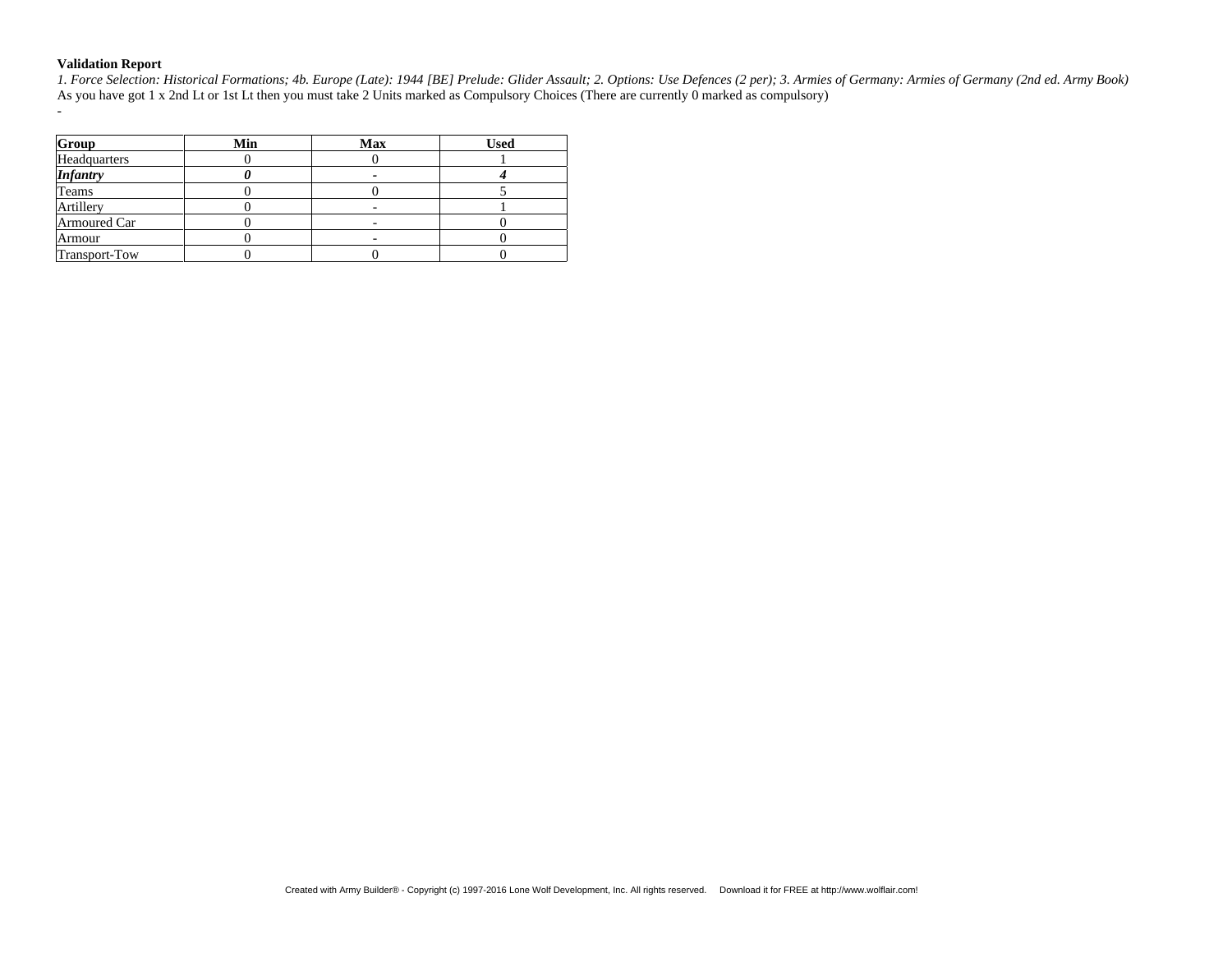**Validation Report**

*1. Force Selection: Historical Formations; 4b. Europe (Late): 1944 [BE] Prelude: Glider Assault; 2. Options: Use Defences (2 per); 3. Armies of Germany: Armies of Germany (2nd ed. Army Book)*
As you have got 1 x 2nd Lt or 1st Lt then you must take 2 Units marked as Compulsory Choices (There are currently 0 marked as compulsory)
-

| **Group** | **Min** | **Max** | **Used** |
|---|---|---|---|
| Headquarters | 0 | 0 | 1 |
| ***Infantry*** | ***0*** | ***-*** | ***4*** |
| Teams | 0 | 0 | 5 |
| Artillery | 0 | - | 1 |
| Armoured Car | 0 | - | 0 |
| Armour | 0 | - | 0 |
| Transport-Tow | 0 | 0 | 0 |